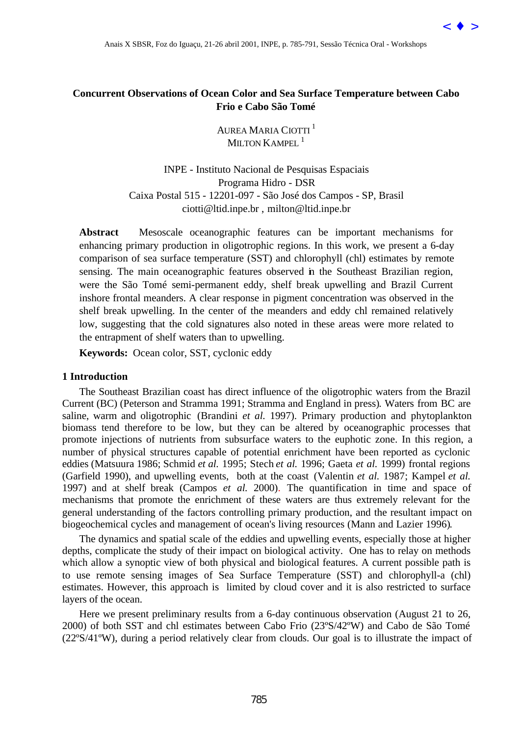# Concurrent Observations of Ocean Color and Sea Surface Temperature between Cabo Frio e Cabo São Tomé

AUREA MARIA CIOTTI [1]
MILTON KAMPEL [1]

INPE - Instituto Nacional de Pesquisas Espaciais
Programa Hidro - DSR
Caixa Postal 515 - 12201-097 - São José dos Campos - SP, Brasil
ciotti@ltid.inpe.br , milton@ltid.inpe.br

**Abstract** Mesoscale oceanographic features can be important mechanisms for enhancing primary production in oligotrophic regions. In this work, we present a 6-day comparison of sea surface temperature (SST) and chlorophyll (chl) estimates by remote sensing. The main oceanographic features observed in the Southeast Brazilian region, were the São Tomé semi-permanent eddy, shelf break upwelling and Brazil Current inshore frontal meanders. A clear response in pigment concentration was observed in the shelf break upwelling. In the center of the meanders and eddy chl remained relatively low, suggesting that the cold signatures also noted in these areas were more related to the entrapment of shelf waters than to upwelling.

**Keywords:** Ocean color, SST, cyclonic eddy

## 1 Introduction

The Southeast Brazilian coast has direct influence of the oligotrophic waters from the Brazil Current (BC) (Peterson and Stramma 1991; Stramma and England in press). Waters from BC are saline, warm and oligotrophic (Brandini *et al.* 1997). Primary production and phytoplankton biomass tend therefore to be low, but they can be altered by oceanographic processes that promote injections of nutrients from subsurface waters to the euphotic zone. In this region, a number of physical structures capable of potential enrichment have been reported as cyclonic eddies (Matsuura 1986; Schmid *et al.* 1995; Stech *et al.* 1996; Gaeta *et al.* 1999) frontal regions (Garfield 1990), and upwelling events, both at the coast (Valentin *et al.* 1987; Kampel *et al.* 1997) and at shelf break (Campos *et al.* 2000). The quantification in time and space of mechanisms that promote the enrichment of these waters are thus extremely relevant for the general understanding of the factors controlling primary production, and the resultant impact on biogeochemical cycles and management of ocean's living resources (Mann and Lazier 1996).

The dynamics and spatial scale of the eddies and upwelling events, especially those at higher depths, complicate the study of their impact on biological activity. One has to relay on methods which allow a synoptic view of both physical and biological features. A current possible path is to use remote sensing images of Sea Surface Temperature (SST) and chlorophyll-a (chl) estimates. However, this approach is limited by cloud cover and it is also restricted to surface layers of the ocean.

Here we present preliminary results from a 6-day continuous observation (August 21 to 26, 2000) of both SST and chl estimates between Cabo Frio (23ºS/42ºW) and Cabo de São Tomé (22ºS/41ºW), during a period relatively clear from clouds. Our goal is to illustrate the impact of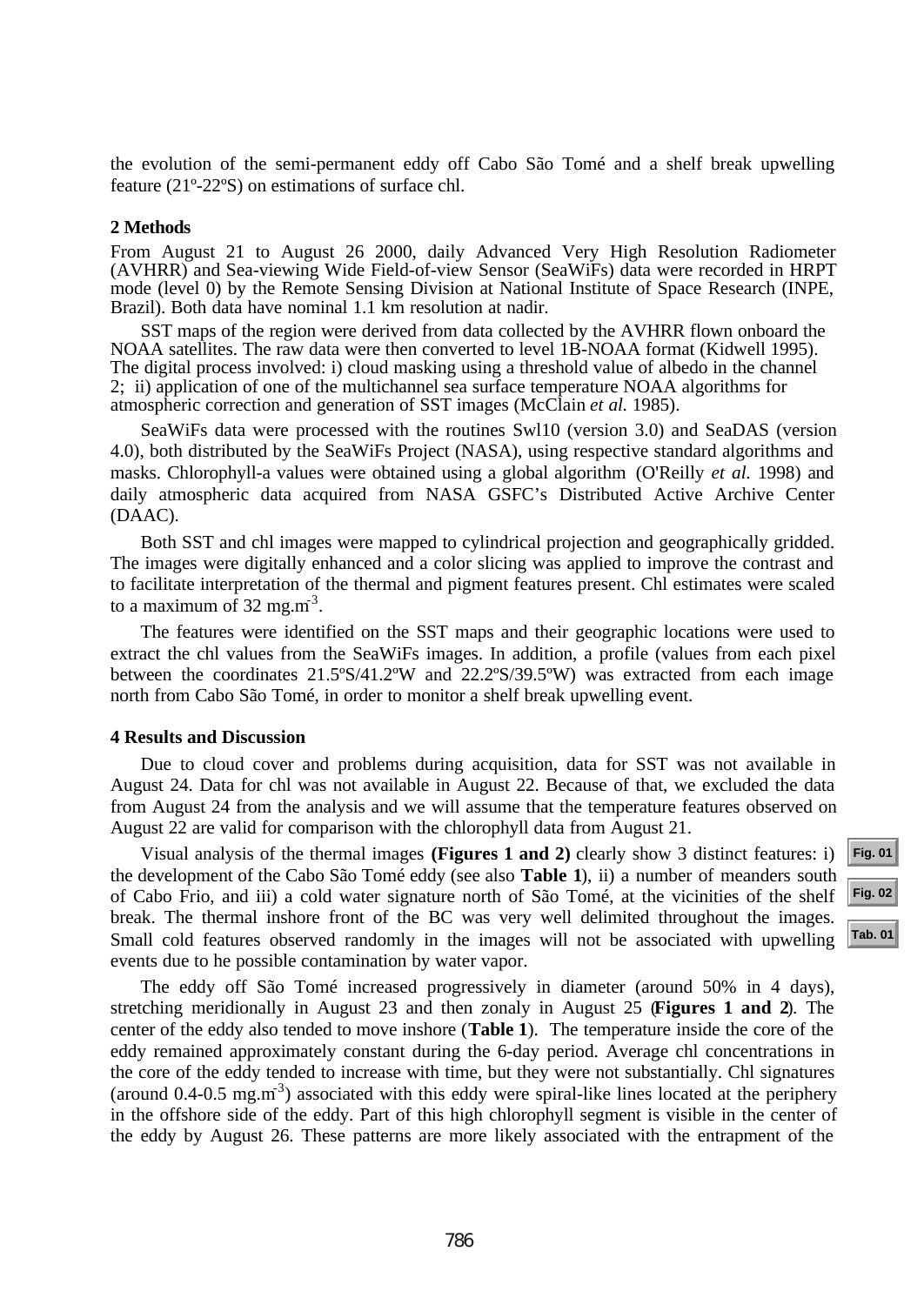the evolution of the semi-permanent eddy off Cabo São Tomé and a shelf break upwelling feature (21º-22ºS) on estimations of surface chl.

## 2 Methods

From August 21 to August 26 2000, daily Advanced Very High Resolution Radiometer (AVHRR) and Sea-viewing Wide Field-of-view Sensor (SeaWiFs) data were recorded in HRPT mode (level 0) by the Remote Sensing Division at National Institute of Space Research (INPE, Brazil). Both data have nominal 1.1 km resolution at nadir.

SST maps of the region were derived from data collected by the AVHRR flown onboard the NOAA satellites. The raw data were then converted to level 1B-NOAA format (Kidwell 1995). The digital process involved: i) cloud masking using a threshold value of albedo in the channel 2; ii) application of one of the multichannel sea surface temperature NOAA algorithms for atmospheric correction and generation of SST images (McClain *et al.* 1985).

SeaWiFs data were processed with the routines Swl10 (version 3.0) and SeaDAS (version 4.0), both distributed by the SeaWiFs Project (NASA), using respective standard algorithms and masks. Chlorophyll-a values were obtained using a global algorithm (O'Reilly *et al.* 1998) and daily atmospheric data acquired from NASA GSFC's Distributed Active Archive Center (DAAC).

Both SST and chl images were mapped to cylindrical projection and geographically gridded. The images were digitally enhanced and a color slicing was applied to improve the contrast and to facilitate interpretation of the thermal and pigment features present. Chl estimates were scaled to a maximum of 32 mg.m$^{-3}$.

The features were identified on the SST maps and their geographic locations were used to extract the chl values from the SeaWiFs images. In addition, a profile (values from each pixel between the coordinates 21.5ºS/41.2ºW and 22.2ºS/39.5ºW) was extracted from each image north from Cabo São Tomé, in order to monitor a shelf break upwelling event.

## 4 Results and Discussion

Due to cloud cover and problems during acquisition, data for SST was not available in August 24. Data for chl was not available in August 22. Because of that, we excluded the data from August 24 from the analysis and we will assume that the temperature features observed on August 22 are valid for comparison with the chlorophyll data from August 21.

Visual analysis of the thermal images **(Figures 1 and 2)** clearly show 3 distinct features: i) the development of the Cabo São Tomé eddy (see also **Table 1**), ii) a number of meanders south of Cabo Frio, and iii) a cold water signature north of São Tomé, at the vicinities of the shelf break. The thermal inshore front of the BC was very well delimited throughout the images. Small cold features observed randomly in the images will not be associated with upwelling events due to he possible contamination by water vapor.

The eddy off São Tomé increased progressively in diameter (around 50% in 4 days), stretching meridionally in August 23 and then zonaly in August 25 (**Figures 1 and 2**). The center of the eddy also tended to move inshore (**Table 1**). The temperature inside the core of the eddy remained approximately constant during the 6-day period. Average chl concentrations in the core of the eddy tended to increase with time, but they were not substantially. Chl signatures (around 0.4-0.5 mg.m$^{-3}$) associated with this eddy were spiral-like lines located at the periphery in the offshore side of the eddy. Part of this high chlorophyll segment is visible in the center of the eddy by August 26. These patterns are more likely associated with the entrapment of the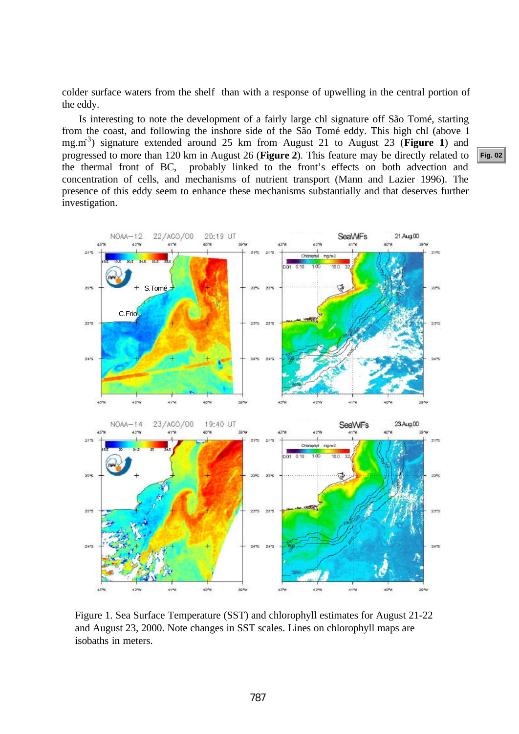colder surface waters from the shelf than with a response of upwelling in the central portion of the eddy.

Is interesting to note the development of a fairly large chl signature off São Tomé, starting from the coast, and following the inshore side of the São Tomé eddy. This high chl (above 1 mg.m$^{-3}$) signature extended around 25 km from August 21 to August 23 (**Figure 1**) and progressed to more than 120 km in August 26 (**Figure 2**). This feature may be directly related to the thermal front of BC, probably linked to the front's effects on both advection and concentration of cells, and mechanisms of nutrient transport (Mann and Lazier 1996). The presence of this eddy seem to enhance these mechanisms substantially and that deserves further investigation.

Fig. 02

Figure 1. Sea Surface Temperature (SST) and chlorophyll estimates for August 21-22 and August 23, 2000. Note changes in SST scales. Lines on chlorophyll maps are isobaths in meters.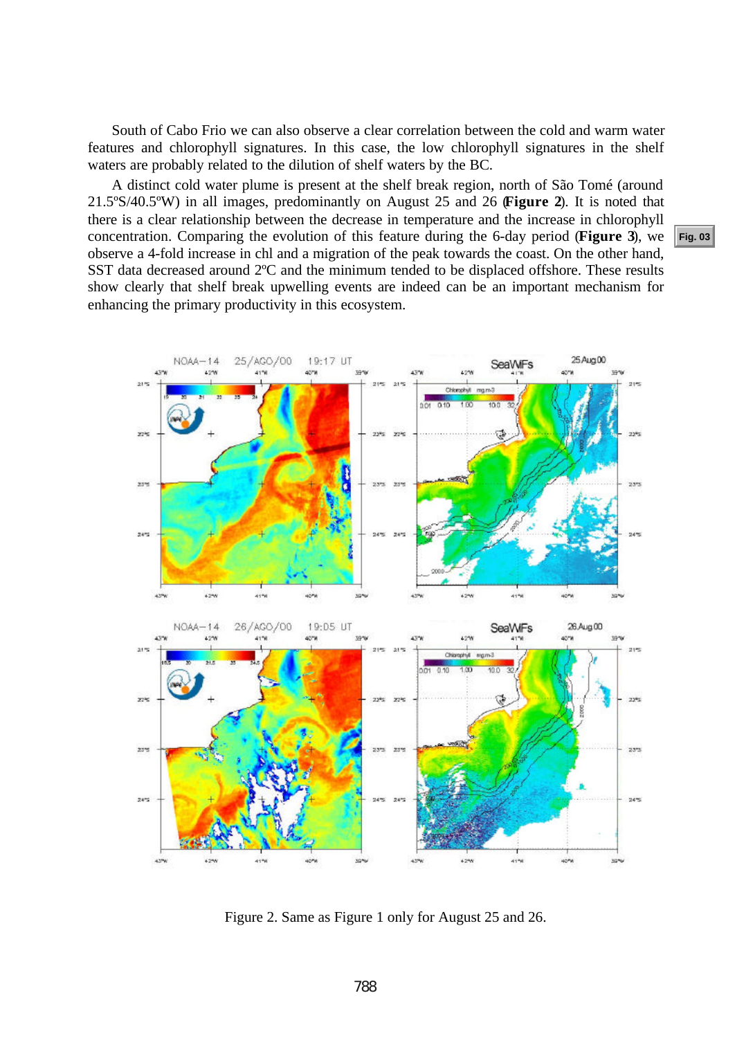South of Cabo Frio we can also observe a clear correlation between the cold and warm water features and chlorophyll signatures. In this case, the low chlorophyll signatures in the shelf waters are probably related to the dilution of shelf waters by the BC.

A distinct cold water plume is present at the shelf break region, north of São Tomé (around 21.5ºS/40.5ºW) in all images, predominantly on August 25 and 26 (**Figure 2**). It is noted that there is a clear relationship between the decrease in temperature and the increase in chlorophyll concentration. Comparing the evolution of this feature during the 6-day period (**Figure 3**), we observe a 4-fold increase in chl and a migration of the peak towards the coast. On the other hand, SST data decreased around 2ºC and the minimum tended to be displaced offshore. These results show clearly that shelf break upwelling events are indeed can be an important mechanism for enhancing the primary productivity in this ecosystem.

Figure 2. Same as Figure 1 only for August 25 and 26.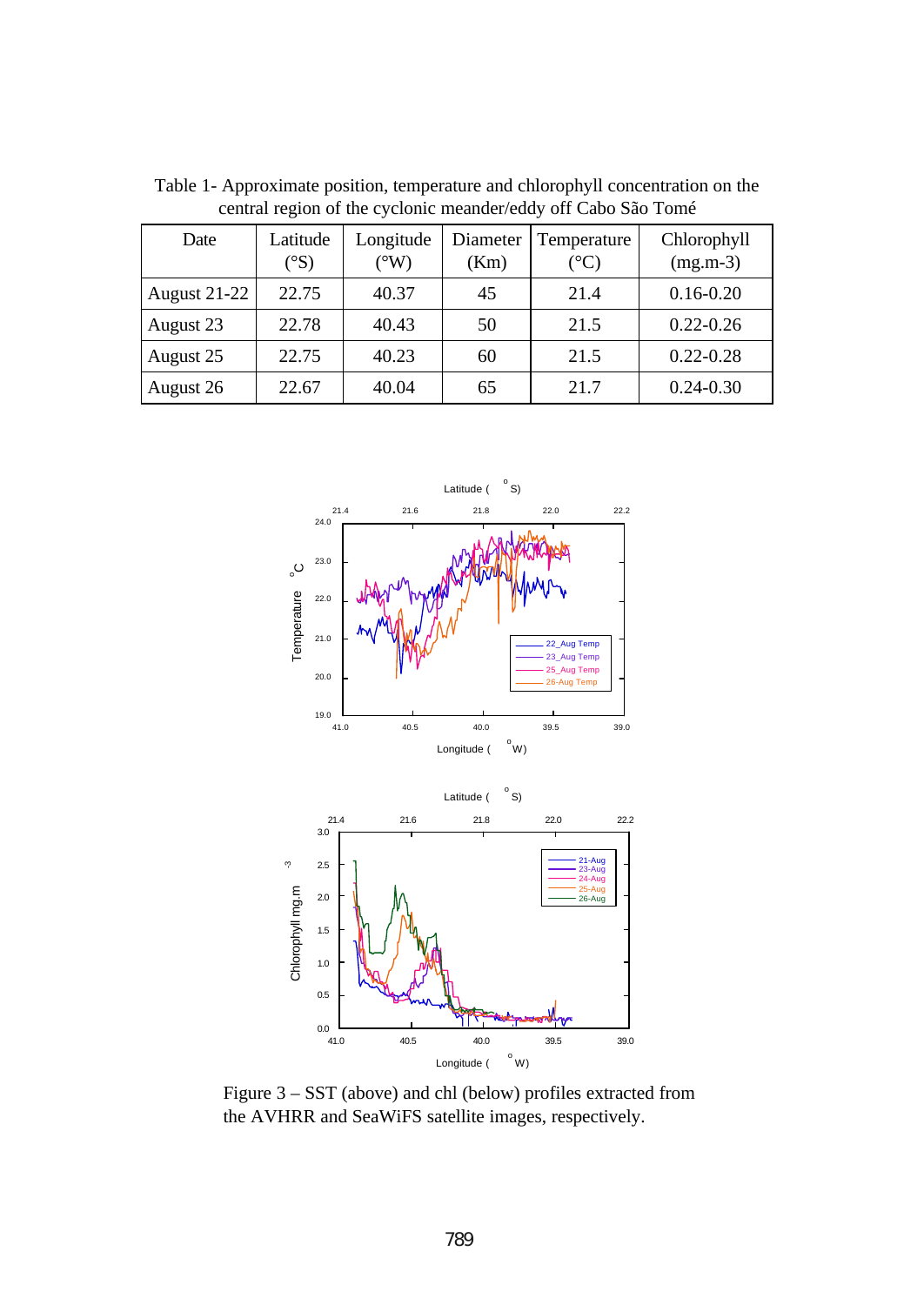Table 1- Approximate position, temperature and chlorophyll concentration on the central region of the cyclonic meander/eddy off Cabo São Tomé

| Date | Latitude (°S) | Longitude (°W) | Diameter (Km) | Temperature (°C) | Chlorophyll (mg.m-3) |
|---|---|---|---|---|---|
| August 21-22 | 22.75 | 40.37 | 45 | 21.4 | 0.16-0.20 |
| August 23 | 22.78 | 40.43 | 50 | 21.5 | 0.22-0.26 |
| August 25 | 22.75 | 40.23 | 60 | 21.5 | 0.22-0.28 |
| August 26 | 22.67 | 40.04 | 65 | 21.7 | 0.24-0.30 |

Figure 3 – SST (above) and chl (below) profiles extracted from the AVHRR and SeaWiFS satellite images, respectively.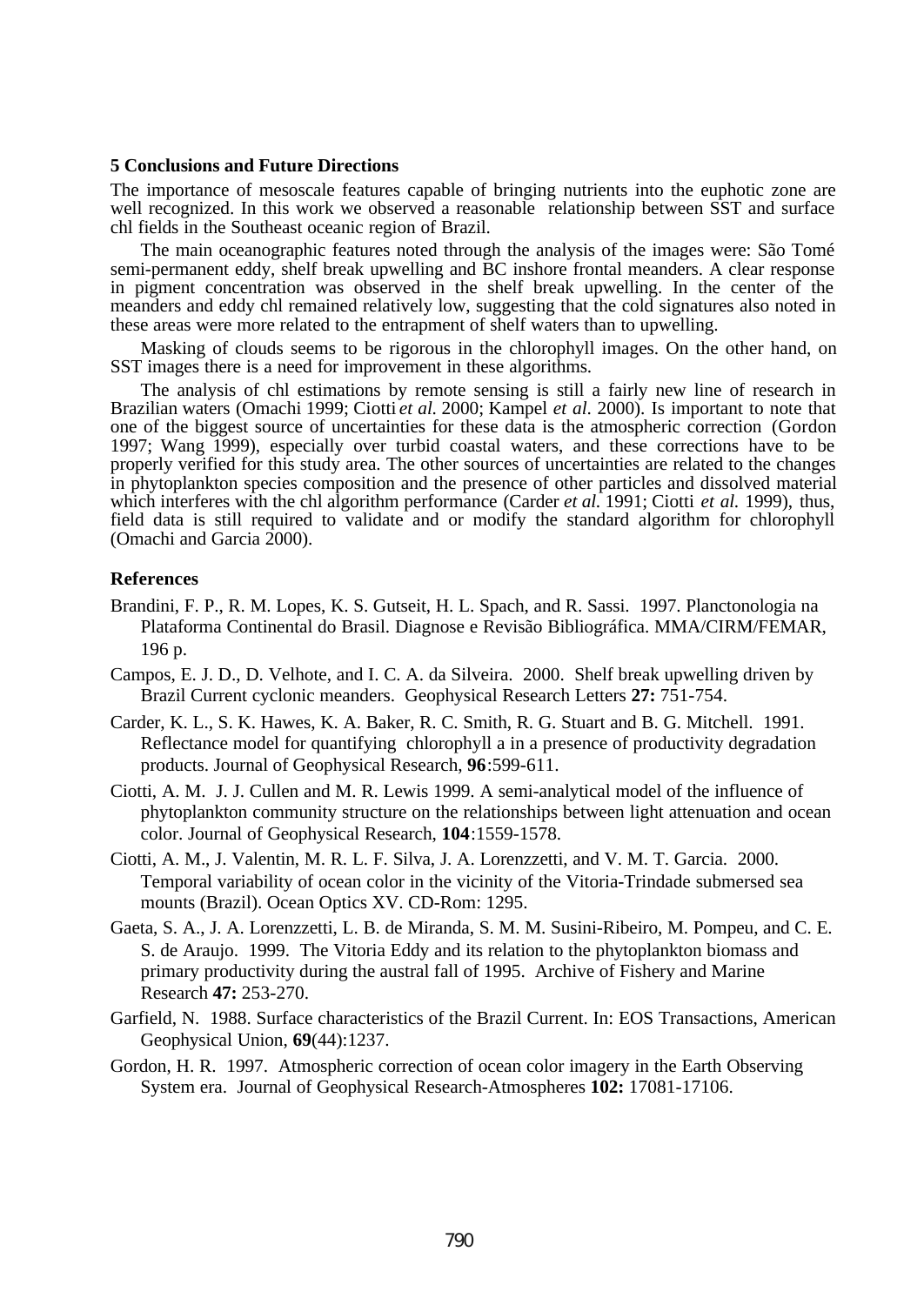## 5 Conclusions and Future Directions

The importance of mesoscale features capable of bringing nutrients into the euphotic zone are well recognized. In this work we observed a reasonable relationship between SST and surface chl fields in the Southeast oceanic region of Brazil.

The main oceanographic features noted through the analysis of the images were: São Tomé semi-permanent eddy, shelf break upwelling and BC inshore frontal meanders. A clear response in pigment concentration was observed in the shelf break upwelling. In the center of the meanders and eddy chl remained relatively low, suggesting that the cold signatures also noted in these areas were more related to the entrapment of shelf waters than to upwelling.

Masking of clouds seems to be rigorous in the chlorophyll images. On the other hand, on SST images there is a need for improvement in these algorithms.

The analysis of chl estimations by remote sensing is still a fairly new line of research in Brazilian waters (Omachi 1999; Ciotti *et al.* 2000; Kampel *et al.* 2000). Is important to note that one of the biggest source of uncertainties for these data is the atmospheric correction (Gordon 1997; Wang 1999), especially over turbid coastal waters, and these corrections have to be properly verified for this study area. The other sources of uncertainties are related to the changes in phytoplankton species composition and the presence of other particles and dissolved material which interferes with the chl algorithm performance (Carder *et al.* 1991; Ciotti *et al.* 1999), thus, field data is still required to validate and or modify the standard algorithm for chlorophyll (Omachi and Garcia 2000).

## References

Brandini, F. P., R. M. Lopes, K. S. Gutseit, H. L. Spach, and R. Sassi. 1997. Planctonologia na Plataforma Continental do Brasil. Diagnose e Revisão Bibliográfica. MMA/CIRM/FEMAR, 196 p.

Campos, E. J. D., D. Velhote, and I. C. A. da Silveira. 2000. Shelf break upwelling driven by Brazil Current cyclonic meanders. Geophysical Research Letters **27:** 751-754.

Carder, K. L., S. K. Hawes, K. A. Baker, R. C. Smith, R. G. Stuart and B. G. Mitchell. 1991. Reflectance model for quantifying chlorophyll a in a presence of productivity degradation products. Journal of Geophysical Research, **96**:599-611.

Ciotti, A. M. J. J. Cullen and M. R. Lewis 1999. A semi-analytical model of the influence of phytoplankton community structure on the relationships between light attenuation and ocean color. Journal of Geophysical Research, **104**:1559-1578.

Ciotti, A. M., J. Valentin, M. R. L. F. Silva, J. A. Lorenzzetti, and V. M. T. Garcia. 2000. Temporal variability of ocean color in the vicinity of the Vitoria-Trindade submersed sea mounts (Brazil). Ocean Optics XV. CD-Rom: 1295.

Gaeta, S. A., J. A. Lorenzzetti, L. B. de Miranda, S. M. M. Susini-Ribeiro, M. Pompeu, and C. E. S. de Araujo. 1999. The Vitoria Eddy and its relation to the phytoplankton biomass and primary productivity during the austral fall of 1995. Archive of Fishery and Marine Research **47:** 253-270.

Garfield, N. 1988. Surface characteristics of the Brazil Current. In: EOS Transactions, American Geophysical Union, **69**(44):1237.

Gordon, H. R. 1997. Atmospheric correction of ocean color imagery in the Earth Observing System era. Journal of Geophysical Research-Atmospheres **102:** 17081-17106.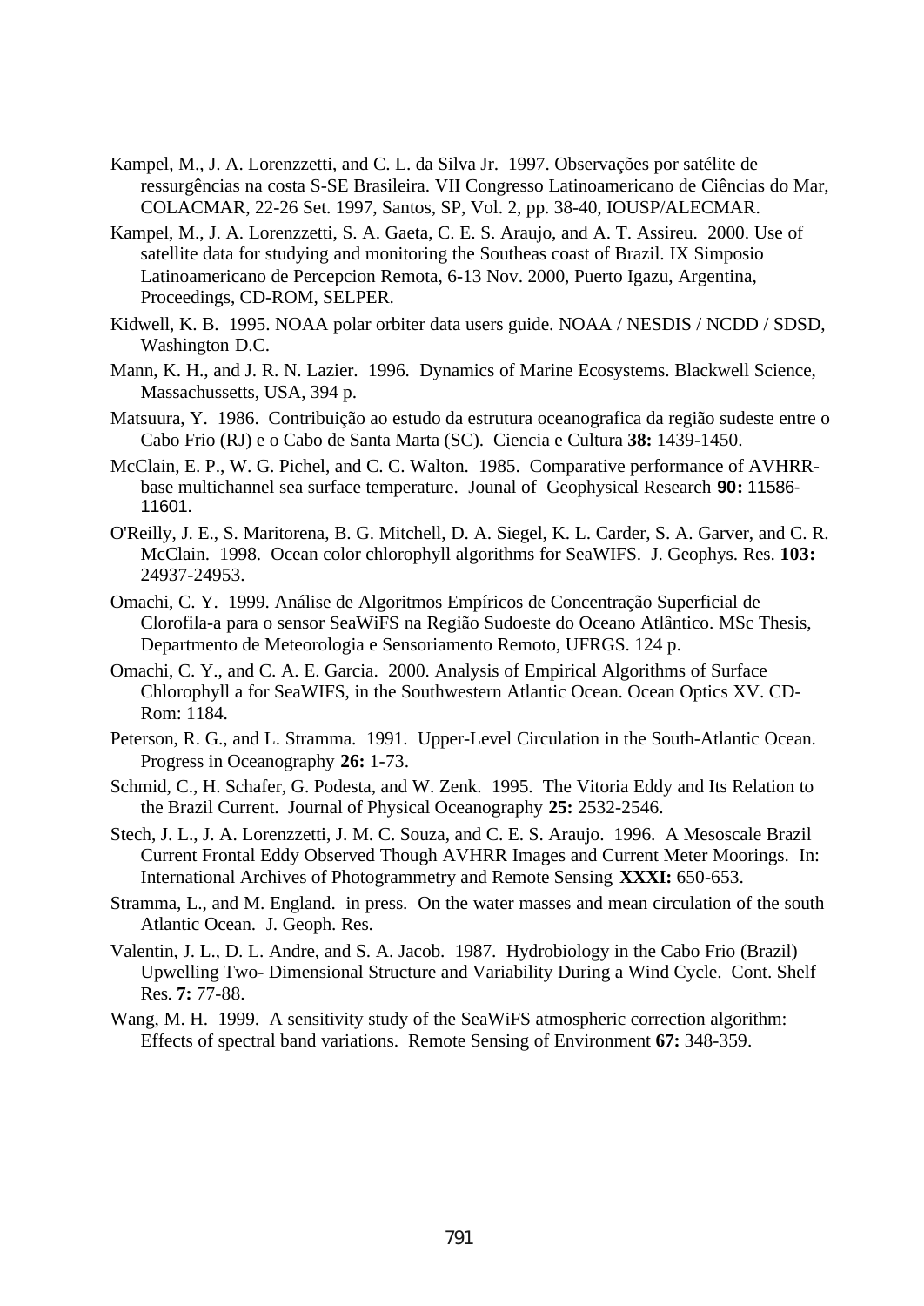Kampel, M., J. A. Lorenzzetti, and C. L. da Silva Jr. 1997. Observações por satélite de ressurgências na costa S-SE Brasileira. VII Congresso Latinoamericano de Ciências do Mar, COLACMAR, 22-26 Set. 1997, Santos, SP, Vol. 2, pp. 38-40, IOUSP/ALECMAR.

Kampel, M., J. A. Lorenzzetti, S. A. Gaeta, C. E. S. Araujo, and A. T. Assireu. 2000. Use of satellite data for studying and monitoring the Southeas coast of Brazil. IX Simposio Latinoamericano de Percepcion Remota, 6-13 Nov. 2000, Puerto Igazu, Argentina, Proceedings, CD-ROM, SELPER.

Kidwell, K. B. 1995. NOAA polar orbiter data users guide. NOAA / NESDIS / NCDD / SDSD, Washington D.C.

Mann, K. H., and J. R. N. Lazier. 1996. Dynamics of Marine Ecosystems. Blackwell Science, Massachussetts, USA, 394 p.

Matsuura, Y. 1986. Contribuição ao estudo da estrutura oceanografica da região sudeste entre o Cabo Frio (RJ) e o Cabo de Santa Marta (SC). Ciencia e Cultura **38:** 1439-1450.

McClain, E. P., W. G. Pichel, and C. C. Walton. 1985. Comparative performance of AVHRR-base multichannel sea surface temperature. Jounal of Geophysical Research **90:** 11586-11601.

O'Reilly, J. E., S. Maritorena, B. G. Mitchell, D. A. Siegel, K. L. Carder, S. A. Garver, and C. R. McClain. 1998. Ocean color chlorophyll algorithms for SeaWIFS. J. Geophys. Res. **103:** 24937-24953.

Omachi, C. Y. 1999. Análise de Algoritmos Empíricos de Concentração Superficial de Clorofila-a para o sensor SeaWiFS na Região Sudoeste do Oceano Atlântico. MSc Thesis, Departmento de Meteorologia e Sensoriamento Remoto, UFRGS. 124 p.

Omachi, C. Y., and C. A. E. Garcia. 2000. Analysis of Empirical Algorithms of Surface Chlorophyll a for SeaWIFS, in the Southwestern Atlantic Ocean. Ocean Optics XV. CD-Rom: 1184.

Peterson, R. G., and L. Stramma. 1991. Upper-Level Circulation in the South-Atlantic Ocean. Progress in Oceanography **26:** 1-73.

Schmid, C., H. Schafer, G. Podesta, and W. Zenk. 1995. The Vitoria Eddy and Its Relation to the Brazil Current. Journal of Physical Oceanography **25:** 2532-2546.

Stech, J. L., J. A. Lorenzzetti, J. M. C. Souza, and C. E. S. Araujo. 1996. A Mesoscale Brazil Current Frontal Eddy Observed Though AVHRR Images and Current Meter Moorings. In: International Archives of Photogrammetry and Remote Sensing **XXXI:** 650-653.

Stramma, L., and M. England. in press. On the water masses and mean circulation of the south Atlantic Ocean. J. Geoph. Res.

Valentin, J. L., D. L. Andre, and S. A. Jacob. 1987. Hydrobiology in the Cabo Frio (Brazil) Upwelling Two- Dimensional Structure and Variability During a Wind Cycle. Cont. Shelf Res. **7:** 77-88.

Wang, M. H. 1999. A sensitivity study of the SeaWiFS atmospheric correction algorithm: Effects of spectral band variations. Remote Sensing of Environment **67:** 348-359.